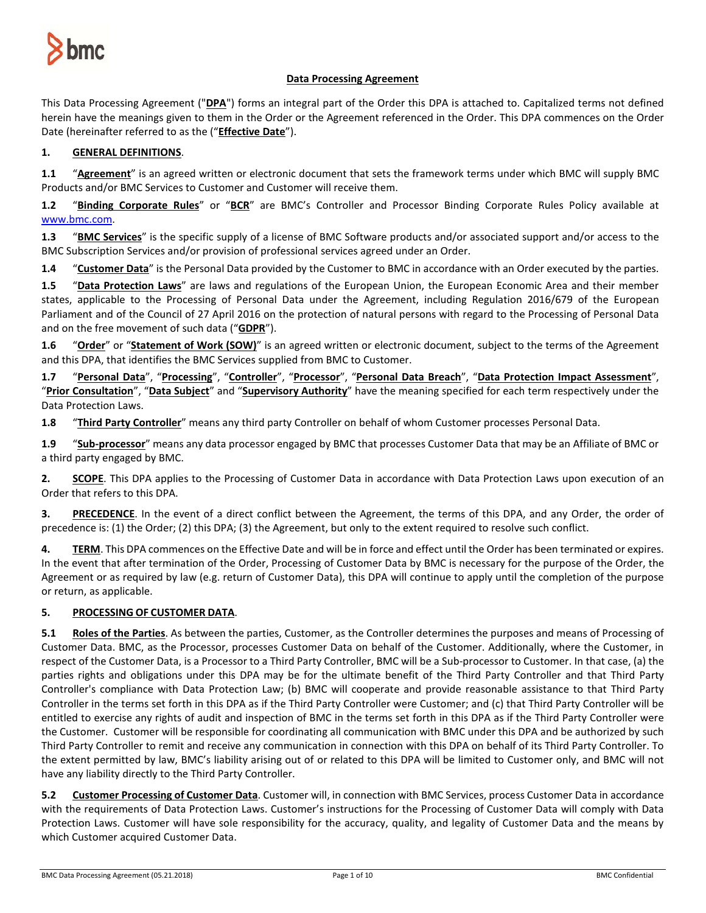# Data Processing Agreement

This Data Processing Agreement ("**DPA**") forms an integral part of the Order this DPA is attached to. Capitalized terms not defined herein have the meanings given to them in the Order or the Agreement referenced in the Order. This DPA commences on the Order Date (hereinafter referred to as the ("**Effective Date**").

## 1. GENERAL DEFINITIONS.

**1.1** "**Agreement**" is an agreed written or electronic document that sets the framework terms under which BMC will supply BMC Products and/or BMC Services to Customer and Customer will receive them.

**1.2** "**Binding Corporate Rules**" or "**BCR**" are BMC's Controller and Processor Binding Corporate Rules Policy available at www.bmc.com.

**1.3** "**BMC Services**" is the specific supply of a license of BMC Software products and/or associated support and/or access to the BMC Subscription Services and/or provision of professional services agreed under an Order.

**1.4** "**Customer Data**" is the Personal Data provided by the Customer to BMC in accordance with an Order executed by the parties.

**1.5** "**Data Protection Laws**" are laws and regulations of the European Union, the European Economic Area and their member states, applicable to the Processing of Personal Data under the Agreement, including Regulation 2016/679 of the European Parliament and of the Council of 27 April 2016 on the protection of natural persons with regard to the Processing of Personal Data and on the free movement of such data ("**GDPR**").

**1.6** "**Order**" or "**Statement of Work (SOW)**" is an agreed written or electronic document, subject to the terms of the Agreement and this DPA, that identifies the BMC Services supplied from BMC to Customer.

**1.7** "**Personal Data**", "**Processing**", "**Controller**", "**Processor**", "**Personal Data Breach**", "**Data Protection Impact Assessment**", "**Prior Consultation**", "**Data Subject**" and "**Supervisory Authority**" have the meaning specified for each term respectively under the Data Protection Laws.

**1.8** "**Third Party Controller**" means any third party Controller on behalf of whom Customer processes Personal Data.

**1.9** "**Sub-processor**" means any data processor engaged by BMC that processes Customer Data that may be an Affiliate of BMC or a third party engaged by BMC.

## 2. SCOPE.

This DPA applies to the Processing of Customer Data in accordance with Data Protection Laws upon execution of an Order that refers to this DPA.

## 3. PRECEDENCE.

In the event of a direct conflict between the Agreement, the terms of this DPA, and any Order, the order of precedence is: (1) the Order; (2) this DPA; (3) the Agreement, but only to the extent required to resolve such conflict.

## 4. TERM.

This DPA commences on the Effective Date and will be in force and effect until the Order has been terminated or expires. In the event that after termination of the Order, Processing of Customer Data by BMC is necessary for the purpose of the Order, the Agreement or as required by law (e.g. return of Customer Data), this DPA will continue to apply until the completion of the purpose or return, as applicable.

## 5. PROCESSING OF CUSTOMER DATA.

**5.1** **Roles of the Parties**. As between the parties, Customer, as the Controller determines the purposes and means of Processing of Customer Data. BMC, as the Processor, processes Customer Data on behalf of the Customer. Additionally, where the Customer, in respect of the Customer Data, is a Processor to a Third Party Controller, BMC will be a Sub-processor to Customer. In that case, (a) the parties rights and obligations under this DPA may be for the ultimate benefit of the Third Party Controller and that Third Party Controller's compliance with Data Protection Law; (b) BMC will cooperate and provide reasonable assistance to that Third Party Controller in the terms set forth in this DPA as if the Third Party Controller were Customer; and (c) that Third Party Controller will be entitled to exercise any rights of audit and inspection of BMC in the terms set forth in this DPA as if the Third Party Controller were the Customer. Customer will be responsible for coordinating all communication with BMC under this DPA and be authorized by such Third Party Controller to remit and receive any communication in connection with this DPA on behalf of its Third Party Controller. To the extent permitted by law, BMC's liability arising out of or related to this DPA will be limited to Customer only, and BMC will not have any liability directly to the Third Party Controller.

**5.2** **Customer Processing of Customer Data**. Customer will, in connection with BMC Services, process Customer Data in accordance with the requirements of Data Protection Laws. Customer's instructions for the Processing of Customer Data will comply with Data Protection Laws. Customer will have sole responsibility for the accuracy, quality, and legality of Customer Data and the means by which Customer acquired Customer Data.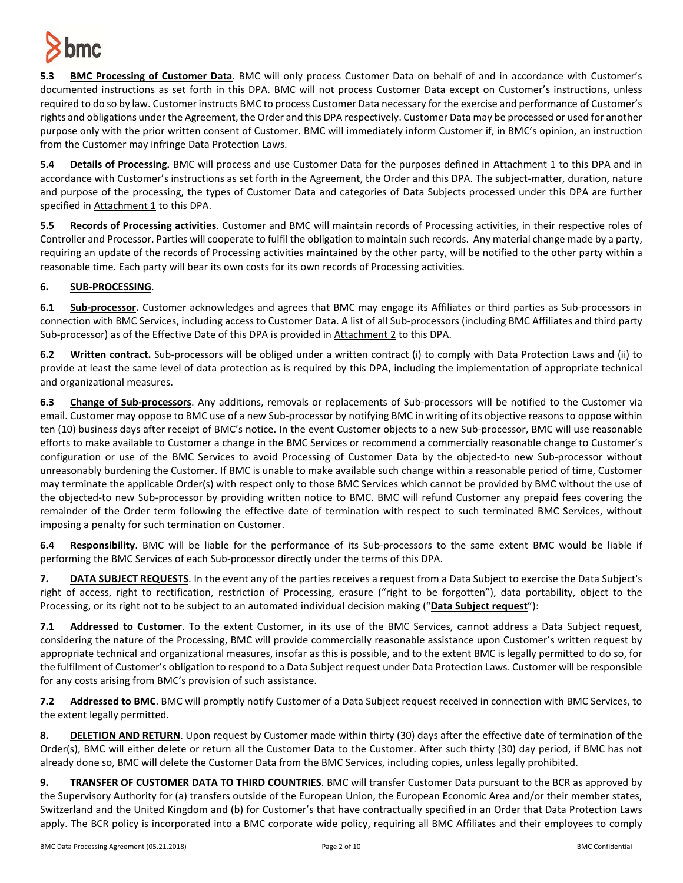**5.3 BMC Processing of Customer Data**. BMC will only process Customer Data on behalf of and in accordance with Customer's documented instructions as set forth in this DPA. BMC will not process Customer Data except on Customer's instructions, unless required to do so by law. Customer instructs BMC to process Customer Data necessary for the exercise and performance of Customer's rights and obligations under the Agreement, the Order and this DPA respectively. Customer Data may be processed or used for another purpose only with the prior written consent of Customer. BMC will immediately inform Customer if, in BMC's opinion, an instruction from the Customer may infringe Data Protection Laws.

**5.4 Details of Processing.** BMC will process and use Customer Data for the purposes defined in Attachment 1 to this DPA and in accordance with Customer's instructions as set forth in the Agreement, the Order and this DPA. The subject-matter, duration, nature and purpose of the processing, the types of Customer Data and categories of Data Subjects processed under this DPA are further specified in Attachment 1 to this DPA.

**5.5 Records of Processing activities**. Customer and BMC will maintain records of Processing activities, in their respective roles of Controller and Processor. Parties will cooperate to fulfil the obligation to maintain such records. Any material change made by a party, requiring an update of the records of Processing activities maintained by the other party, will be notified to the other party within a reasonable time. Each party will bear its own costs for its own records of Processing activities.

**6. SUB-PROCESSING**.

**6.1 Sub-processor.** Customer acknowledges and agrees that BMC may engage its Affiliates or third parties as Sub-processors in connection with BMC Services, including access to Customer Data. A list of all Sub-processors (including BMC Affiliates and third party Sub-processor) as of the Effective Date of this DPA is provided in Attachment 2 to this DPA.

**6.2 Written contract.** Sub-processors will be obliged under a written contract (i) to comply with Data Protection Laws and (ii) to provide at least the same level of data protection as is required by this DPA, including the implementation of appropriate technical and organizational measures.

**6.3 Change of Sub-processors**. Any additions, removals or replacements of Sub-processors will be notified to the Customer via email. Customer may oppose to BMC use of a new Sub-processor by notifying BMC in writing of its objective reasons to oppose within ten (10) business days after receipt of BMC's notice. In the event Customer objects to a new Sub-processor, BMC will use reasonable efforts to make available to Customer a change in the BMC Services or recommend a commercially reasonable change to Customer's configuration or use of the BMC Services to avoid Processing of Customer Data by the objected-to new Sub-processor without unreasonably burdening the Customer. If BMC is unable to make available such change within a reasonable period of time, Customer may terminate the applicable Order(s) with respect only to those BMC Services which cannot be provided by BMC without the use of the objected-to new Sub-processor by providing written notice to BMC. BMC will refund Customer any prepaid fees covering the remainder of the Order term following the effective date of termination with respect to such terminated BMC Services, without imposing a penalty for such termination on Customer.

**6.4 Responsibility**. BMC will be liable for the performance of its Sub-processors to the same extent BMC would be liable if performing the BMC Services of each Sub-processor directly under the terms of this DPA.

**7. DATA SUBJECT REQUESTS**. In the event any of the parties receives a request from a Data Subject to exercise the Data Subject's right of access, right to rectification, restriction of Processing, erasure ("right to be forgotten"), data portability, object to the Processing, or its right not to be subject to an automated individual decision making ("**Data Subject request**"):

**7.1 Addressed to Customer**. To the extent Customer, in its use of the BMC Services, cannot address a Data Subject request, considering the nature of the Processing, BMC will provide commercially reasonable assistance upon Customer's written request by appropriate technical and organizational measures, insofar as this is possible, and to the extent BMC is legally permitted to do so, for the fulfilment of Customer's obligation to respond to a Data Subject request under Data Protection Laws. Customer will be responsible for any costs arising from BMC's provision of such assistance.

**7.2 Addressed to BMC**. BMC will promptly notify Customer of a Data Subject request received in connection with BMC Services, to the extent legally permitted.

**8. DELETION AND RETURN**. Upon request by Customer made within thirty (30) days after the effective date of termination of the Order(s), BMC will either delete or return all the Customer Data to the Customer. After such thirty (30) day period, if BMC has not already done so, BMC will delete the Customer Data from the BMC Services, including copies, unless legally prohibited.

**9. TRANSFER OF CUSTOMER DATA TO THIRD COUNTRIES**. BMC will transfer Customer Data pursuant to the BCR as approved by the Supervisory Authority for (a) transfers outside of the European Union, the European Economic Area and/or their member states, Switzerland and the United Kingdom and (b) for Customer's that have contractually specified in an Order that Data Protection Laws apply. The BCR policy is incorporated into a BMC corporate wide policy, requiring all BMC Affiliates and their employees to comply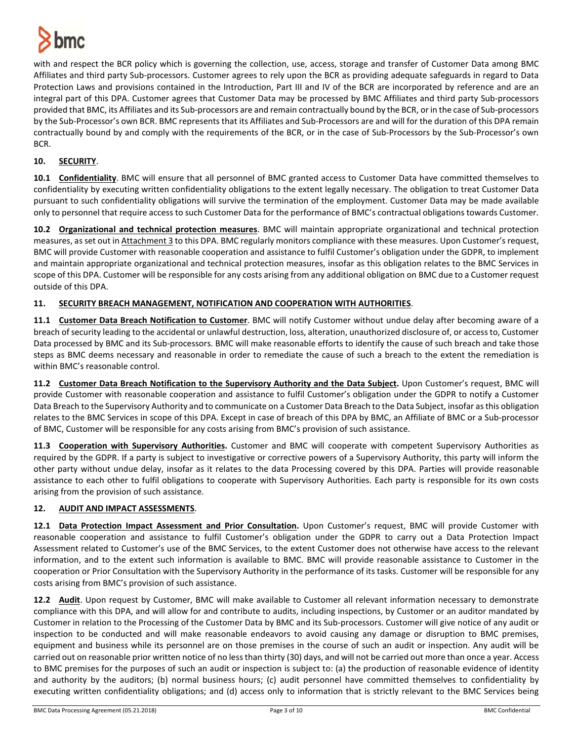with and respect the BCR policy which is governing the collection, use, access, storage and transfer of Customer Data among BMC Affiliates and third party Sub-processors. Customer agrees to rely upon the BCR as providing adequate safeguards in regard to Data Protection Laws and provisions contained in the Introduction, Part III and IV of the BCR are incorporated by reference and are an integral part of this DPA. Customer agrees that Customer Data may be processed by BMC Affiliates and third party Sub-processors provided that BMC, its Affiliates and its Sub-processors are and remain contractually bound by the BCR, or in the case of Sub-processors by the Sub-Processor's own BCR. BMC represents that its Affiliates and Sub-Processors are and will for the duration of this DPA remain contractually bound by and comply with the requirements of the BCR, or in the case of Sub-Processors by the Sub-Processor's own BCR.

**10. SECURITY**.

**10.1 Confidentiality**. BMC will ensure that all personnel of BMC granted access to Customer Data have committed themselves to confidentiality by executing written confidentiality obligations to the extent legally necessary. The obligation to treat Customer Data pursuant to such confidentiality obligations will survive the termination of the employment. Customer Data may be made available only to personnel that require access to such Customer Data for the performance of BMC's contractual obligations towards Customer.

**10.2 Organizational and technical protection measures**. BMC will maintain appropriate organizational and technical protection measures, as set out in Attachment 3 to this DPA. BMC regularly monitors compliance with these measures. Upon Customer's request, BMC will provide Customer with reasonable cooperation and assistance to fulfil Customer's obligation under the GDPR, to implement and maintain appropriate organizational and technical protection measures, insofar as this obligation relates to the BMC Services in scope of this DPA. Customer will be responsible for any costs arising from any additional obligation on BMC due to a Customer request outside of this DPA.

**11. SECURITY BREACH MANAGEMENT, NOTIFICATION AND COOPERATION WITH AUTHORITIES**.

**11.1 Customer Data Breach Notification to Customer**. BMC will notify Customer without undue delay after becoming aware of a breach of security leading to the accidental or unlawful destruction, loss, alteration, unauthorized disclosure of, or access to, Customer Data processed by BMC and its Sub-processors. BMC will make reasonable efforts to identify the cause of such breach and take those steps as BMC deems necessary and reasonable in order to remediate the cause of such a breach to the extent the remediation is within BMC's reasonable control.

**11.2 Customer Data Breach Notification to the Supervisory Authority and the Data Subject.** Upon Customer's request, BMC will provide Customer with reasonable cooperation and assistance to fulfil Customer's obligation under the GDPR to notify a Customer Data Breach to the Supervisory Authority and to communicate on a Customer Data Breach to the Data Subject, insofar as this obligation relates to the BMC Services in scope of this DPA. Except in case of breach of this DPA by BMC, an Affiliate of BMC or a Sub-processor of BMC, Customer will be responsible for any costs arising from BMC's provision of such assistance.

**11.3 Cooperation with Supervisory Authorities.** Customer and BMC will cooperate with competent Supervisory Authorities as required by the GDPR. If a party is subject to investigative or corrective powers of a Supervisory Authority, this party will inform the other party without undue delay, insofar as it relates to the data Processing covered by this DPA. Parties will provide reasonable assistance to each other to fulfil obligations to cooperate with Supervisory Authorities. Each party is responsible for its own costs arising from the provision of such assistance.

**12. AUDIT AND IMPACT ASSESSMENTS**.

**12.1 Data Protection Impact Assessment and Prior Consultation.** Upon Customer's request, BMC will provide Customer with reasonable cooperation and assistance to fulfil Customer's obligation under the GDPR to carry out a Data Protection Impact Assessment related to Customer's use of the BMC Services, to the extent Customer does not otherwise have access to the relevant information, and to the extent such information is available to BMC. BMC will provide reasonable assistance to Customer in the cooperation or Prior Consultation with the Supervisory Authority in the performance of its tasks. Customer will be responsible for any costs arising from BMC's provision of such assistance.

**12.2 Audit**. Upon request by Customer, BMC will make available to Customer all relevant information necessary to demonstrate compliance with this DPA, and will allow for and contribute to audits, including inspections, by Customer or an auditor mandated by Customer in relation to the Processing of the Customer Data by BMC and its Sub-processors. Customer will give notice of any audit or inspection to be conducted and will make reasonable endeavors to avoid causing any damage or disruption to BMC premises, equipment and business while its personnel are on those premises in the course of such an audit or inspection. Any audit will be carried out on reasonable prior written notice of no less than thirty (30) days, and will not be carried out more than once a year. Access to BMC premises for the purposes of such an audit or inspection is subject to: (a) the production of reasonable evidence of identity and authority by the auditors; (b) normal business hours; (c) audit personnel have committed themselves to confidentiality by executing written confidentiality obligations; and (d) access only to information that is strictly relevant to the BMC Services being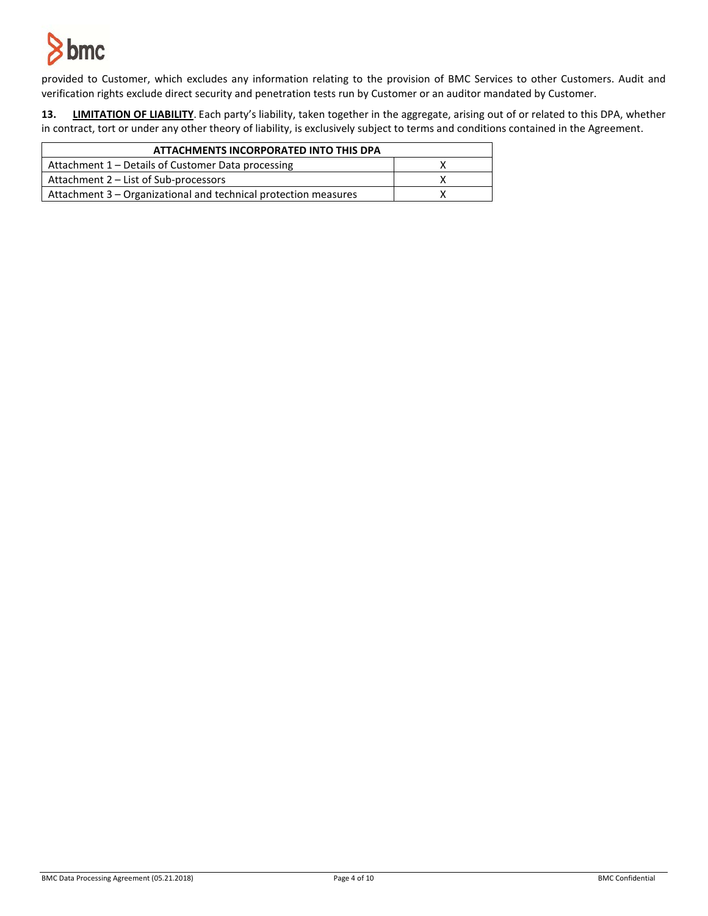provided to Customer, which excludes any information relating to the provision of BMC Services to other Customers. Audit and verification rights exclude direct security and penetration tests run by Customer or an auditor mandated by Customer.

**13. <u>LIMITATION OF LIABILITY</u>**. Each party's liability, taken together in the aggregate, arising out of or related to this DPA, whether in contract, tort or under any other theory of liability, is exclusively subject to terms and conditions contained in the Agreement.

| ATTACHMENTS INCORPORATED INTO THIS DPA | |
|---|---|
| Attachment 1 – Details of Customer Data processing | X |
| Attachment 2 – List of Sub-processors | X |
| Attachment 3 – Organizational and technical protection measures | X |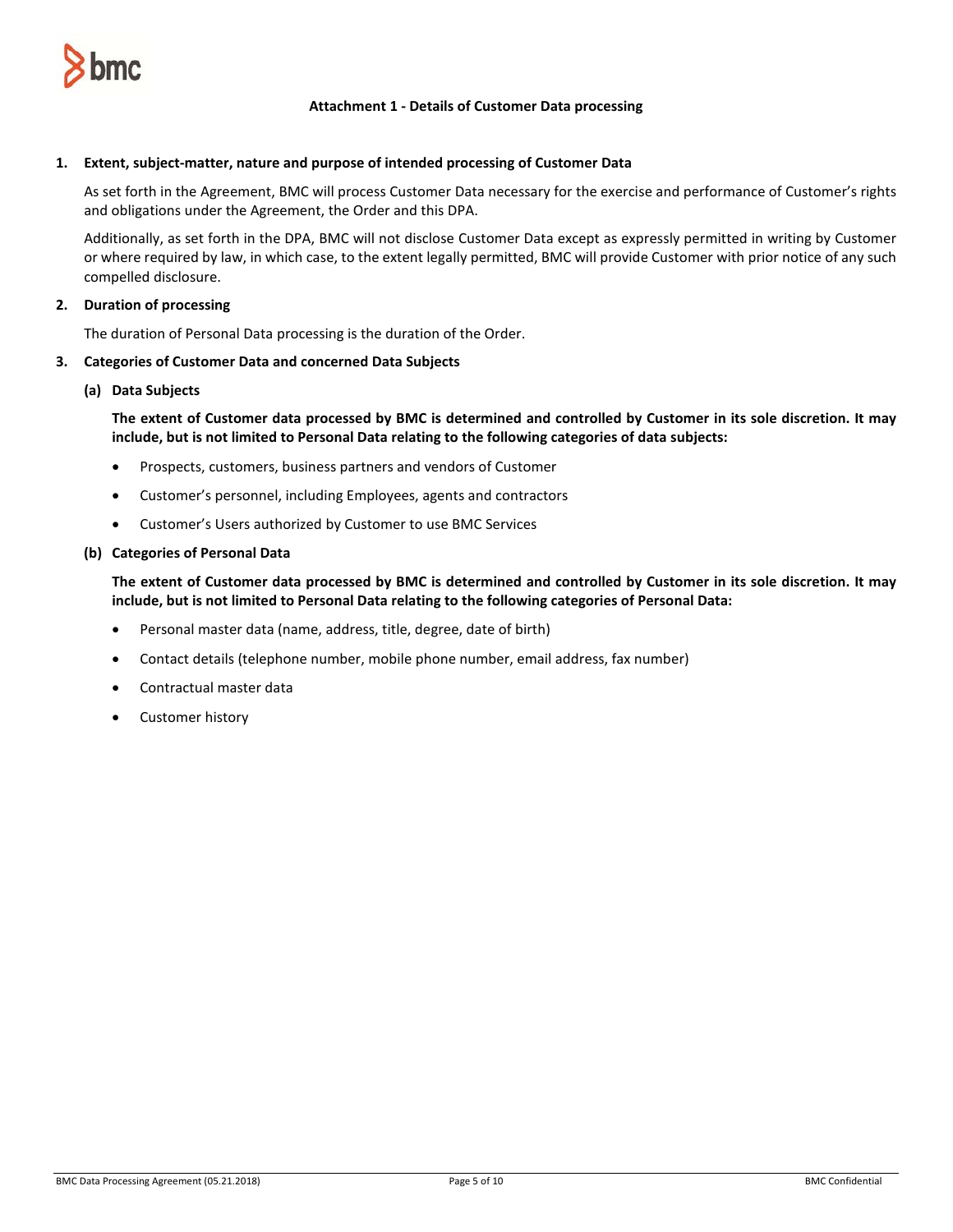## Attachment 1 - Details of Customer Data processing

**1. Extent, subject-matter, nature and purpose of intended processing of Customer Data**

As set forth in the Agreement, BMC will process Customer Data necessary for the exercise and performance of Customer's rights and obligations under the Agreement, the Order and this DPA.

Additionally, as set forth in the DPA, BMC will not disclose Customer Data except as expressly permitted in writing by Customer or where required by law, in which case, to the extent legally permitted, BMC will provide Customer with prior notice of any such compelled disclosure.

**2. Duration of processing**

The duration of Personal Data processing is the duration of the Order.

**3. Categories of Customer Data and concerned Data Subjects**

**(a) Data Subjects**

**The extent of Customer data processed by BMC is determined and controlled by Customer in its sole discretion. It may include, but is not limited to Personal Data relating to the following categories of data subjects:**

- Prospects, customers, business partners and vendors of Customer
- Customer's personnel, including Employees, agents and contractors
- Customer's Users authorized by Customer to use BMC Services

**(b) Categories of Personal Data**

**The extent of Customer data processed by BMC is determined and controlled by Customer in its sole discretion. It may include, but is not limited to Personal Data relating to the following categories of Personal Data:**

- Personal master data (name, address, title, degree, date of birth)
- Contact details (telephone number, mobile phone number, email address, fax number)
- Contractual master data
- Customer history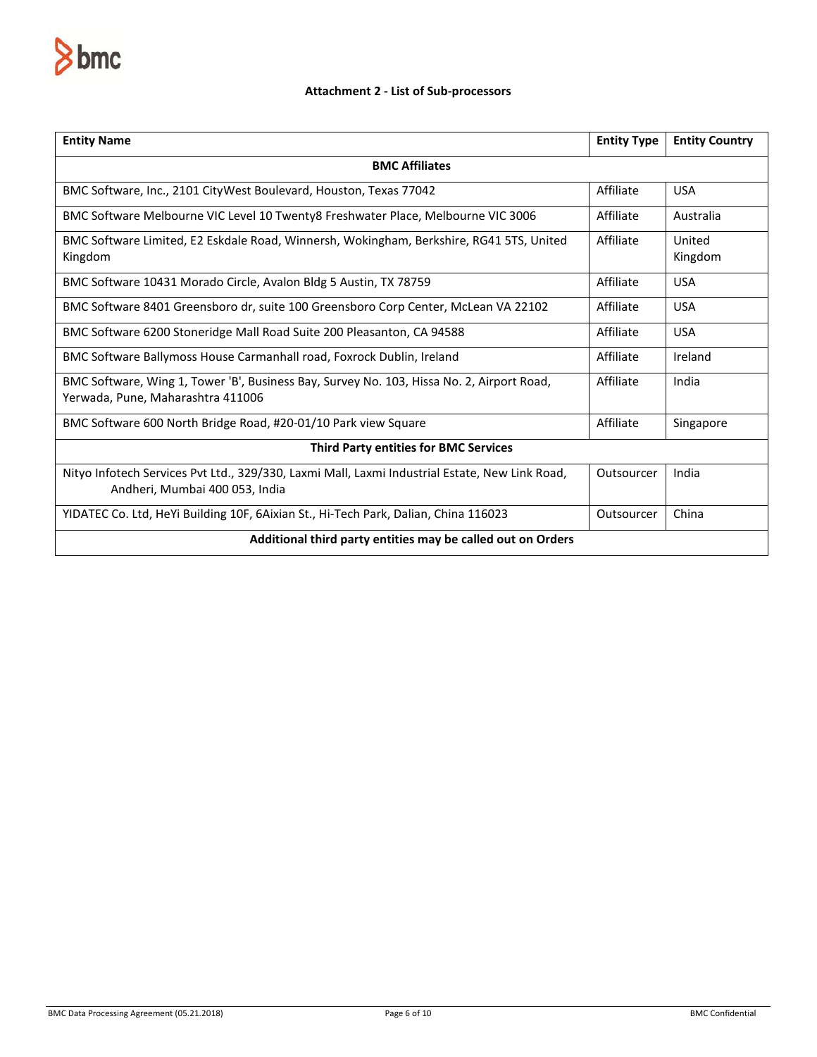### Attachment 2 - List of Sub-processors

| Entity Name | Entity Type | Entity Country |
|---|---|---|
| **BMC Affiliates** | | |
| BMC Software, Inc., 2101 CityWest Boulevard, Houston, Texas 77042 | Affiliate | USA |
| BMC Software Melbourne VIC Level 10 Twenty8 Freshwater Place, Melbourne VIC 3006 | Affiliate | Australia |
| BMC Software Limited, E2 Eskdale Road, Winnersh, Wokingham, Berkshire, RG41 5TS, United Kingdom | Affiliate | United Kingdom |
| BMC Software 10431 Morado Circle, Avalon Bldg 5 Austin, TX 78759 | Affiliate | USA |
| BMC Software 8401 Greensboro dr, suite 100 Greensboro Corp Center, McLean VA 22102 | Affiliate | USA |
| BMC Software 6200 Stoneridge Mall Road Suite 200 Pleasanton, CA 94588 | Affiliate | USA |
| BMC Software Ballymoss House Carmanhall road, Foxrock Dublin, Ireland | Affiliate | Ireland |
| BMC Software, Wing 1, Tower 'B', Business Bay, Survey No. 103, Hissa No. 2, Airport Road, Yerwada, Pune, Maharashtra 411006 | Affiliate | India |
| BMC Software 600 North Bridge Road, #20-01/10 Park view Square | Affiliate | Singapore |
| **Third Party entities for BMC Services** | | |
| Nityo Infotech Services Pvt Ltd., 329/330, Laxmi Mall, Laxmi Industrial Estate, New Link Road, Andheri, Mumbai 400 053, India | Outsourcer | India |
| YIDATEC Co. Ltd, HeYi Building 10F, 6Aixian St., Hi-Tech Park, Dalian, China 116023 | Outsourcer | China |
| **Additional third party entities may be called out on Orders** | | |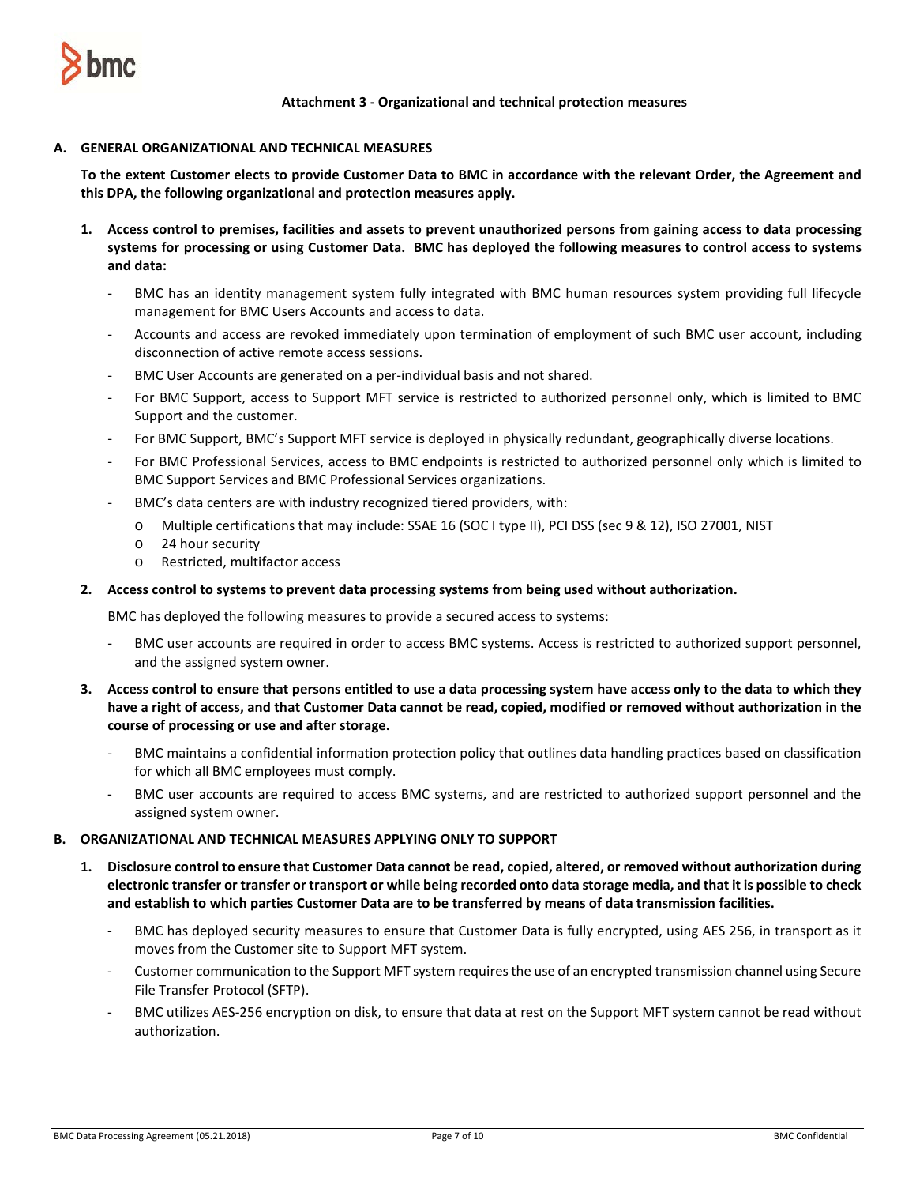### Attachment 3 - Organizational and technical protection measures

## A. GENERAL ORGANIZATIONAL AND TECHNICAL MEASURES

**To the extent Customer elects to provide Customer Data to BMC in accordance with the relevant Order, the Agreement and this DPA, the following organizational and protection measures apply.**

1. **Access control to premises, facilities and assets to prevent unauthorized persons from gaining access to data processing systems for processing or using Customer Data. BMC has deployed the following measures to control access to systems and data:**

   - BMC has an identity management system fully integrated with BMC human resources system providing full lifecycle management for BMC Users Accounts and access to data.
   - Accounts and access are revoked immediately upon termination of employment of such BMC user account, including disconnection of active remote access sessions.
   - BMC User Accounts are generated on a per-individual basis and not shared.
   - For BMC Support, access to Support MFT service is restricted to authorized personnel only, which is limited to BMC Support and the customer.
   - For BMC Support, BMC's Support MFT service is deployed in physically redundant, geographically diverse locations.
   - For BMC Professional Services, access to BMC endpoints is restricted to authorized personnel only which is limited to BMC Support Services and BMC Professional Services organizations.
   - BMC's data centers are with industry recognized tiered providers, with:
     - Multiple certifications that may include: SSAE 16 (SOC I type II), PCI DSS (sec 9 & 12), ISO 27001, NIST
     - 24 hour security
     - Restricted, multifactor access

2. **Access control to systems to prevent data processing systems from being used without authorization.**

   BMC has deployed the following measures to provide a secured access to systems:

   - BMC user accounts are required in order to access BMC systems. Access is restricted to authorized support personnel, and the assigned system owner.

3. **Access control to ensure that persons entitled to use a data processing system have access only to the data to which they have a right of access, and that Customer Data cannot be read, copied, modified or removed without authorization in the course of processing or use and after storage.**

   - BMC maintains a confidential information protection policy that outlines data handling practices based on classification for which all BMC employees must comply.
   - BMC user accounts are required to access BMC systems, and are restricted to authorized support personnel and the assigned system owner.

## B. ORGANIZATIONAL AND TECHNICAL MEASURES APPLYING ONLY TO SUPPORT

1. **Disclosure control to ensure that Customer Data cannot be read, copied, altered, or removed without authorization during electronic transfer or transfer or transport or while being recorded onto data storage media, and that it is possible to check and establish to which parties Customer Data are to be transferred by means of data transmission facilities.**

   - BMC has deployed security measures to ensure that Customer Data is fully encrypted, using AES 256, in transport as it moves from the Customer site to Support MFT system.
   - Customer communication to the Support MFT system requires the use of an encrypted transmission channel using Secure File Transfer Protocol (SFTP).
   - BMC utilizes AES-256 encryption on disk, to ensure that data at rest on the Support MFT system cannot be read without authorization.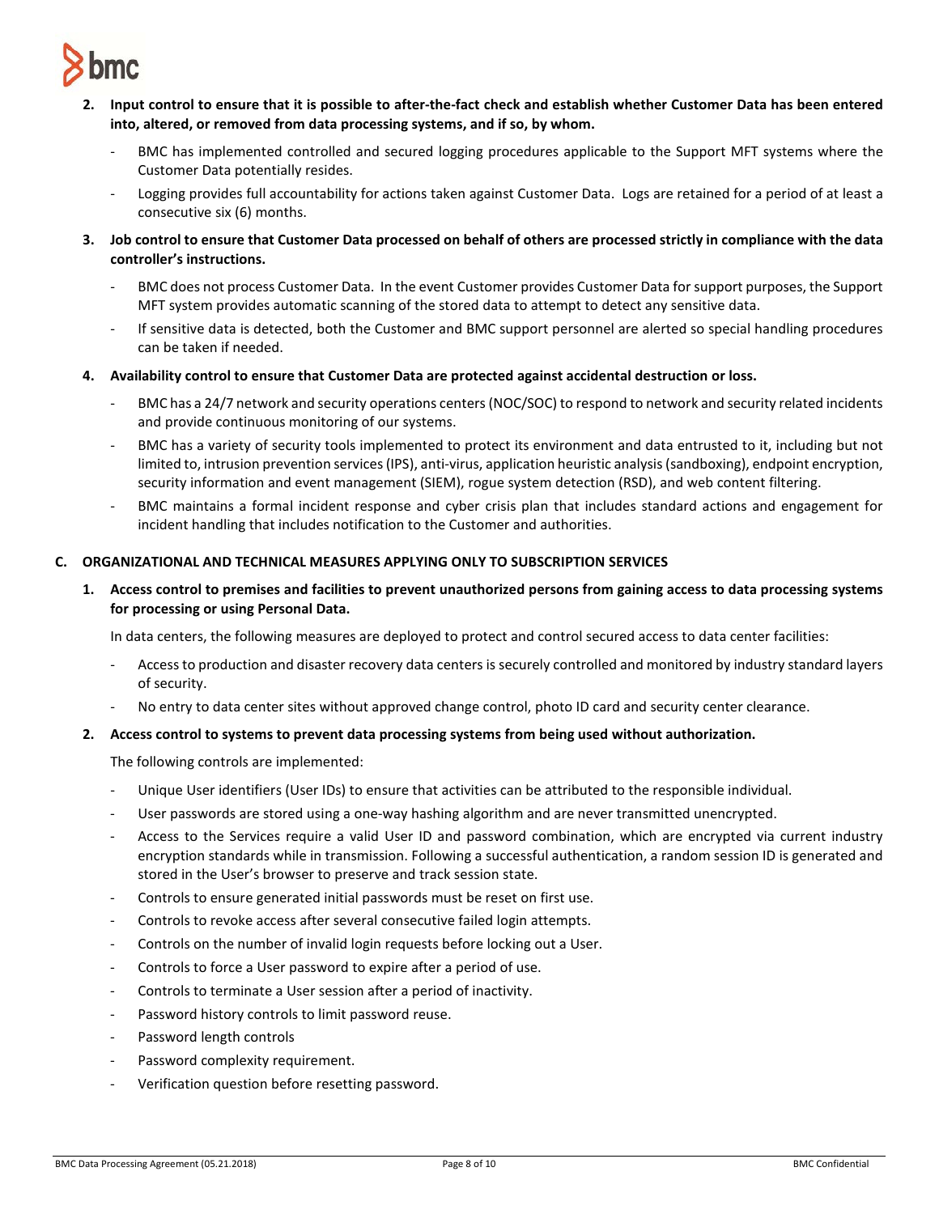**2. Input control to ensure that it is possible to after-the-fact check and establish whether Customer Data has been entered into, altered, or removed from data processing systems, and if so, by whom.**

- BMC has implemented controlled and secured logging procedures applicable to the Support MFT systems where the Customer Data potentially resides.
- Logging provides full accountability for actions taken against Customer Data. Logs are retained for a period of at least a consecutive six (6) months.

**3. Job control to ensure that Customer Data processed on behalf of others are processed strictly in compliance with the data controller's instructions.**

- BMC does not process Customer Data. In the event Customer provides Customer Data for support purposes, the Support MFT system provides automatic scanning of the stored data to attempt to detect any sensitive data.
- If sensitive data is detected, both the Customer and BMC support personnel are alerted so special handling procedures can be taken if needed.

**4. Availability control to ensure that Customer Data are protected against accidental destruction or loss.**

- BMC has a 24/7 network and security operations centers (NOC/SOC) to respond to network and security related incidents and provide continuous monitoring of our systems.
- BMC has a variety of security tools implemented to protect its environment and data entrusted to it, including but not limited to, intrusion prevention services (IPS), anti-virus, application heuristic analysis (sandboxing), endpoint encryption, security information and event management (SIEM), rogue system detection (RSD), and web content filtering.
- BMC maintains a formal incident response and cyber crisis plan that includes standard actions and engagement for incident handling that includes notification to the Customer and authorities.

## C. ORGANIZATIONAL AND TECHNICAL MEASURES APPLYING ONLY TO SUBSCRIPTION SERVICES

**1. Access control to premises and facilities to prevent unauthorized persons from gaining access to data processing systems for processing or using Personal Data.**

In data centers, the following measures are deployed to protect and control secured access to data center facilities:

- Access to production and disaster recovery data centers is securely controlled and monitored by industry standard layers of security.
- No entry to data center sites without approved change control, photo ID card and security center clearance.

**2. Access control to systems to prevent data processing systems from being used without authorization.**

The following controls are implemented:

- Unique User identifiers (User IDs) to ensure that activities can be attributed to the responsible individual.
- User passwords are stored using a one-way hashing algorithm and are never transmitted unencrypted.
- Access to the Services require a valid User ID and password combination, which are encrypted via current industry encryption standards while in transmission. Following a successful authentication, a random session ID is generated and stored in the User's browser to preserve and track session state.
- Controls to ensure generated initial passwords must be reset on first use.
- Controls to revoke access after several consecutive failed login attempts.
- Controls on the number of invalid login requests before locking out a User.
- Controls to force a User password to expire after a period of use.
- Controls to terminate a User session after a period of inactivity.
- Password history controls to limit password reuse.
- Password length controls
- Password complexity requirement.
- Verification question before resetting password.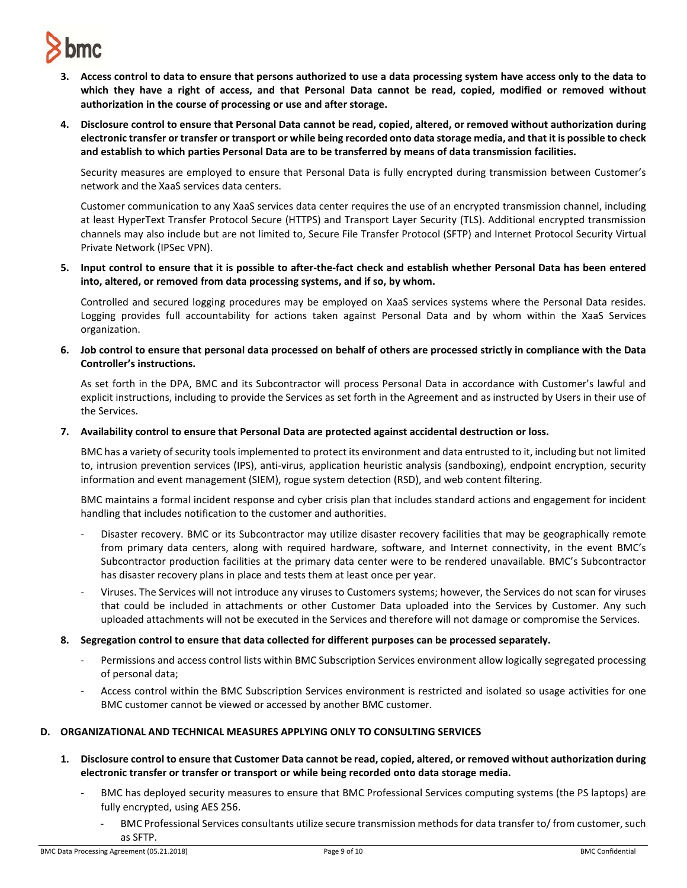3. **Access control to data to ensure that persons authorized to use a data processing system have access only to the data to which they have a right of access, and that Personal Data cannot be read, copied, modified or removed without authorization in the course of processing or use and after storage.**

4. **Disclosure control to ensure that Personal Data cannot be read, copied, altered, or removed without authorization during electronic transfer or transfer or transport or while being recorded onto data storage media, and that it is possible to check and establish to which parties Personal Data are to be transferred by means of data transmission facilities.**

   Security measures are employed to ensure that Personal Data is fully encrypted during transmission between Customer's network and the XaaS services data centers.

   Customer communication to any XaaS services data center requires the use of an encrypted transmission channel, including at least HyperText Transfer Protocol Secure (HTTPS) and Transport Layer Security (TLS). Additional encrypted transmission channels may also include but are not limited to, Secure File Transfer Protocol (SFTP) and Internet Protocol Security Virtual Private Network (IPSec VPN).

5. **Input control to ensure that it is possible to after-the-fact check and establish whether Personal Data has been entered into, altered, or removed from data processing systems, and if so, by whom.**

   Controlled and secured logging procedures may be employed on XaaS services systems where the Personal Data resides. Logging provides full accountability for actions taken against Personal Data and by whom within the XaaS Services organization.

6. **Job control to ensure that personal data processed on behalf of others are processed strictly in compliance with the Data Controller's instructions.**

   As set forth in the DPA, BMC and its Subcontractor will process Personal Data in accordance with Customer's lawful and explicit instructions, including to provide the Services as set forth in the Agreement and as instructed by Users in their use of the Services.

7. **Availability control to ensure that Personal Data are protected against accidental destruction or loss.**

   BMC has a variety of security tools implemented to protect its environment and data entrusted to it, including but not limited to, intrusion prevention services (IPS), anti-virus, application heuristic analysis (sandboxing), endpoint encryption, security information and event management (SIEM), rogue system detection (RSD), and web content filtering.

   BMC maintains a formal incident response and cyber crisis plan that includes standard actions and engagement for incident handling that includes notification to the customer and authorities.

   - Disaster recovery. BMC or its Subcontractor may utilize disaster recovery facilities that may be geographically remote from primary data centers, along with required hardware, software, and Internet connectivity, in the event BMC's Subcontractor production facilities at the primary data center were to be rendered unavailable. BMC's Subcontractor has disaster recovery plans in place and tests them at least once per year.
   - Viruses. The Services will not introduce any viruses to Customers systems; however, the Services do not scan for viruses that could be included in attachments or other Customer Data uploaded into the Services by Customer. Any such uploaded attachments will not be executed in the Services and therefore will not damage or compromise the Services.

8. **Segregation control to ensure that data collected for different purposes can be processed separately.**

   - Permissions and access control lists within BMC Subscription Services environment allow logically segregated processing of personal data;
   - Access control within the BMC Subscription Services environment is restricted and isolated so usage activities for one BMC customer cannot be viewed or accessed by another BMC customer.

### D. ORGANIZATIONAL AND TECHNICAL MEASURES APPLYING ONLY TO CONSULTING SERVICES

1. **Disclosure control to ensure that Customer Data cannot be read, copied, altered, or removed without authorization during electronic transfer or transfer or transport or while being recorded onto data storage media.**

   - BMC has deployed security measures to ensure that BMC Professional Services computing systems (the PS laptops) are fully encrypted, using AES 256.
     - BMC Professional Services consultants utilize secure transmission methods for data transfer to/ from customer, such as SFTP.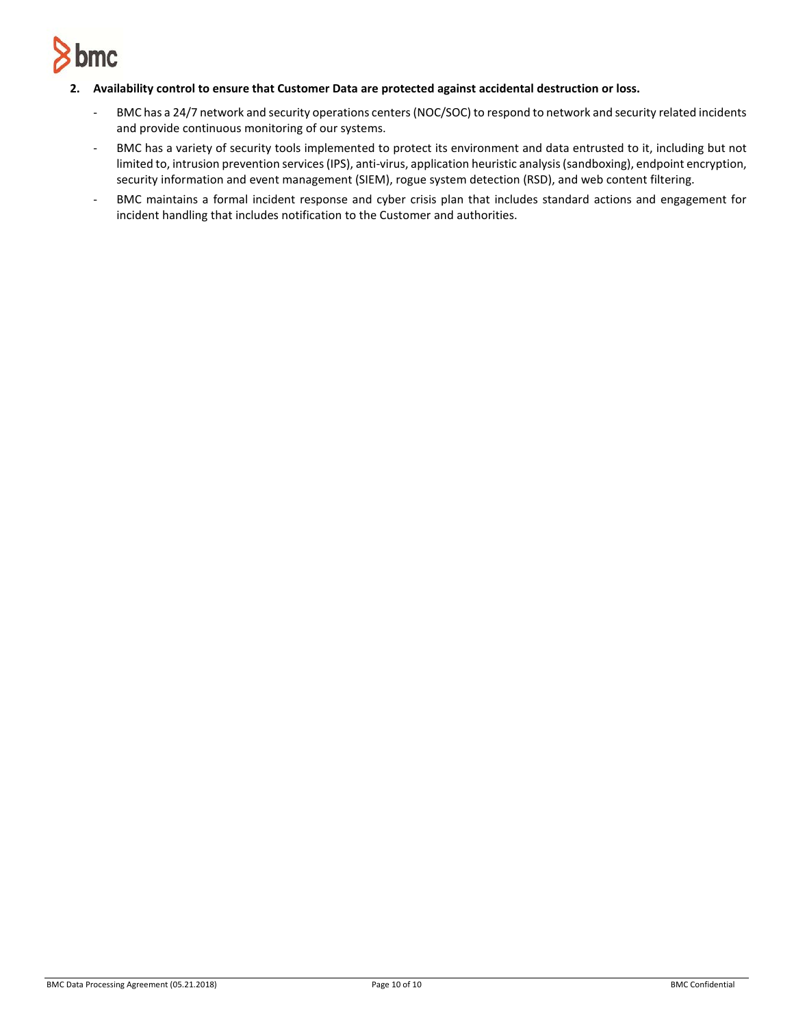2. **Availability control to ensure that Customer Data are protected against accidental destruction or loss.**

    - BMC has a 24/7 network and security operations centers (NOC/SOC) to respond to network and security related incidents and provide continuous monitoring of our systems.
    - BMC has a variety of security tools implemented to protect its environment and data entrusted to it, including but not limited to, intrusion prevention services (IPS), anti-virus, application heuristic analysis (sandboxing), endpoint encryption, security information and event management (SIEM), rogue system detection (RSD), and web content filtering.
    - BMC maintains a formal incident response and cyber crisis plan that includes standard actions and engagement for incident handling that includes notification to the Customer and authorities.